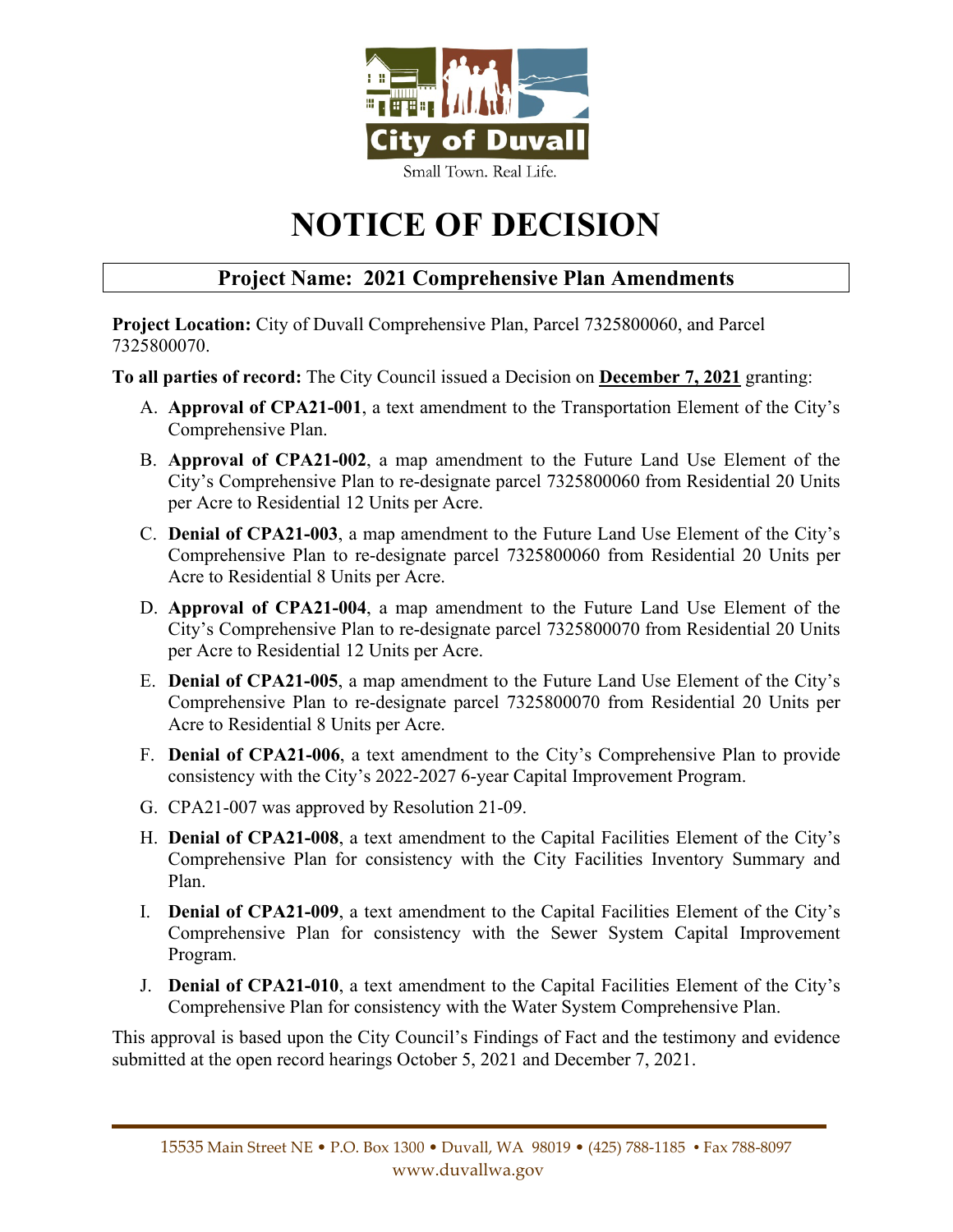City of Duvall

Small Town. Real Life.

# NOTICE OF DECISION

## Project Name: 2021 Comprehensive Plan Amendments

**Project Location:** City of Duvall Comprehensive Plan, Parcel 7325800060, and Parcel 7325800070.

**To all parties of record:** The City Council issued a Decision on **December 7, 2021** granting:

A. **Approval of CPA21-001**, a text amendment to the Transportation Element of the City's Comprehensive Plan.

B. **Approval of CPA21-002**, a map amendment to the Future Land Use Element of the City's Comprehensive Plan to re-designate parcel 7325800060 from Residential 20 Units per Acre to Residential 12 Units per Acre.

C. **Denial of CPA21-003**, a map amendment to the Future Land Use Element of the City's Comprehensive Plan to re-designate parcel 7325800060 from Residential 20 Units per Acre to Residential 8 Units per Acre.

D. **Approval of CPA21-004**, a map amendment to the Future Land Use Element of the City's Comprehensive Plan to re-designate parcel 7325800070 from Residential 20 Units per Acre to Residential 12 Units per Acre.

E. **Denial of CPA21-005**, a map amendment to the Future Land Use Element of the City's Comprehensive Plan to re-designate parcel 7325800070 from Residential 20 Units per Acre to Residential 8 Units per Acre.

F. **Denial of CPA21-006**, a text amendment to the City's Comprehensive Plan to provide consistency with the City's 2022-2027 6-year Capital Improvement Program.

G. CPA21-007 was approved by Resolution 21-09.

H. **Denial of CPA21-008**, a text amendment to the Capital Facilities Element of the City's Comprehensive Plan for consistency with the City Facilities Inventory Summary and Plan.

I. **Denial of CPA21-009**, a text amendment to the Capital Facilities Element of the City's Comprehensive Plan for consistency with the Sewer System Capital Improvement Program.

J. **Denial of CPA21-010**, a text amendment to the Capital Facilities Element of the City's Comprehensive Plan for consistency with the Water System Comprehensive Plan.

This approval is based upon the City Council's Findings of Fact and the testimony and evidence submitted at the open record hearings October 5, 2021 and December 7, 2021.

15535 Main Street NE • P.O. Box 1300 • Duvall, WA 98019 • (425) 788-1185 • Fax 788-8097
www.duvallwa.gov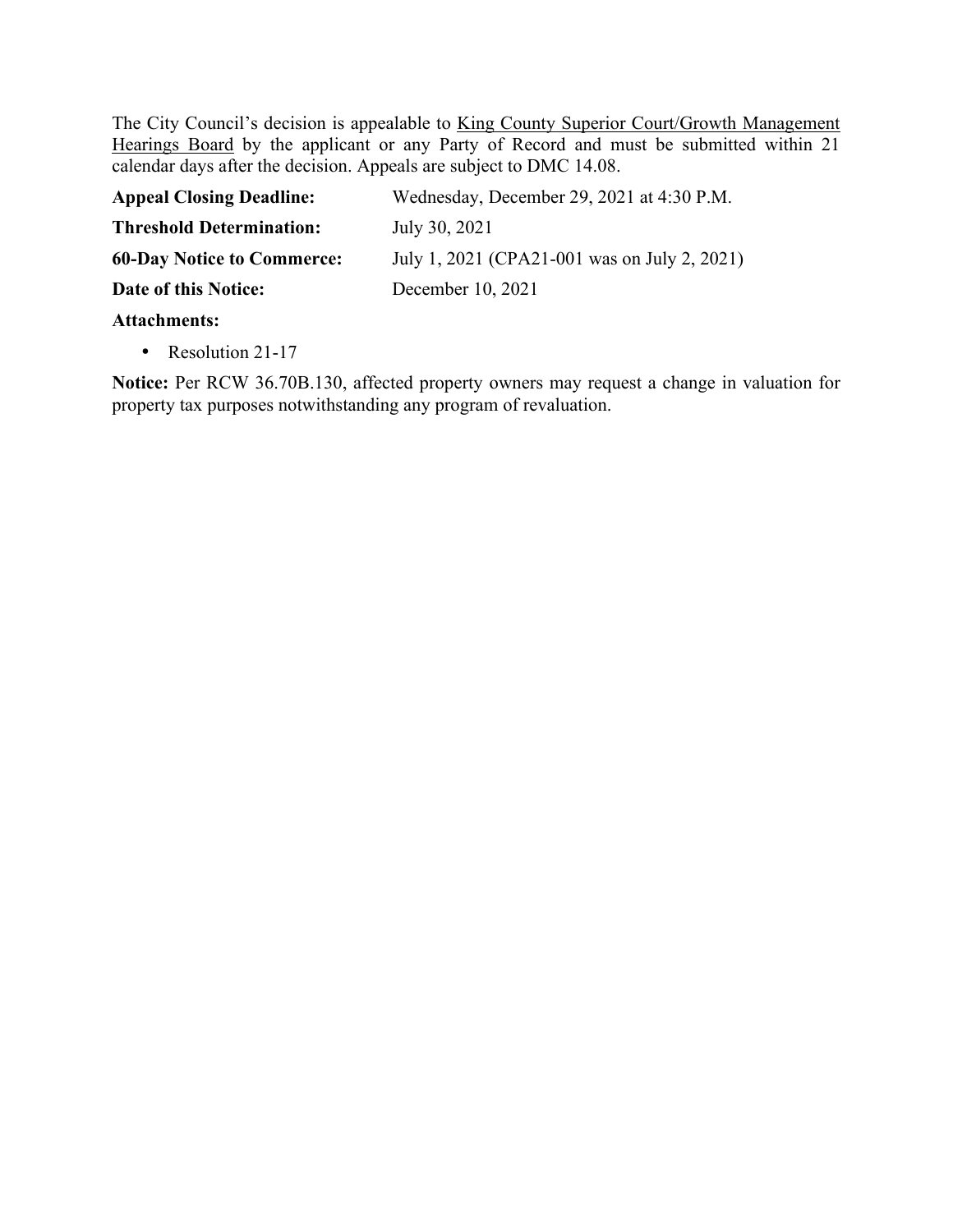The City Council's decision is appealable to King County Superior Court/Growth Management Hearings Board by the applicant or any Party of Record and must be submitted within 21 calendar days after the decision. Appeals are subject to DMC 14.08.

**Appeal Closing Deadline:** Wednesday, December 29, 2021 at 4:30 P.M.

**Threshold Determination:** July 30, 2021

**60-Day Notice to Commerce:** July 1, 2021 (CPA21-001 was on July 2, 2021)

**Date of this Notice:** December 10, 2021

**Attachments:**

- Resolution 21-17

**Notice:** Per RCW 36.70B.130, affected property owners may request a change in valuation for property tax purposes notwithstanding any program of revaluation.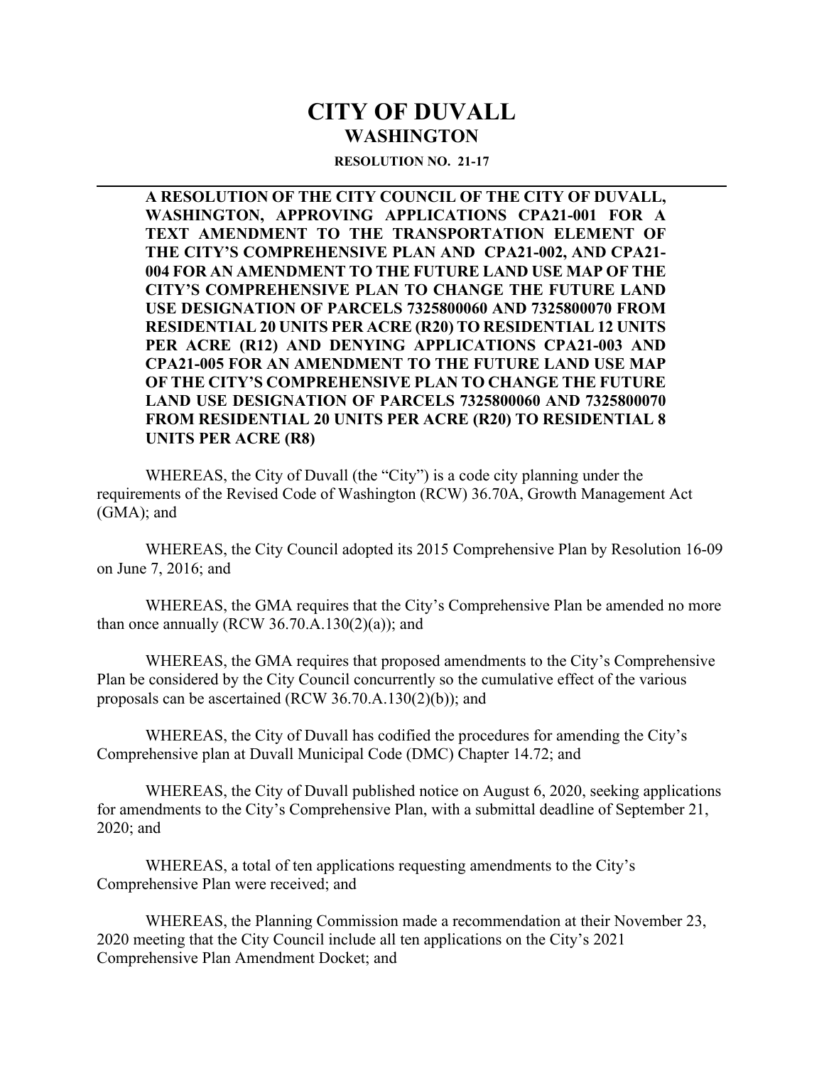# CITY OF DUVALL
## WASHINGTON

**RESOLUTION NO. 21-17**

---

**A RESOLUTION OF THE CITY COUNCIL OF THE CITY OF DUVALL, WASHINGTON, APPROVING APPLICATIONS CPA21-001 FOR A TEXT AMENDMENT TO THE TRANSPORTATION ELEMENT OF THE CITY'S COMPREHENSIVE PLAN AND CPA21-002, AND CPA21-004 FOR AN AMENDMENT TO THE FUTURE LAND USE MAP OF THE CITY'S COMPREHENSIVE PLAN TO CHANGE THE FUTURE LAND USE DESIGNATION OF PARCELS 7325800060 AND 7325800070 FROM RESIDENTIAL 20 UNITS PER ACRE (R20) TO RESIDENTIAL 12 UNITS PER ACRE (R12) AND DENYING APPLICATIONS CPA21-003 AND CPA21-005 FOR AN AMENDMENT TO THE FUTURE LAND USE MAP OF THE CITY'S COMPREHENSIVE PLAN TO CHANGE THE FUTURE LAND USE DESIGNATION OF PARCELS 7325800060 AND 7325800070 FROM RESIDENTIAL 20 UNITS PER ACRE (R20) TO RESIDENTIAL 8 UNITS PER ACRE (R8)**

WHEREAS, the City of Duvall (the "City") is a code city planning under the requirements of the Revised Code of Washington (RCW) 36.70A, Growth Management Act (GMA); and

WHEREAS, the City Council adopted its 2015 Comprehensive Plan by Resolution 16-09 on June 7, 2016; and

WHEREAS, the GMA requires that the City's Comprehensive Plan be amended no more than once annually (RCW 36.70.A.130(2)(a)); and

WHEREAS, the GMA requires that proposed amendments to the City's Comprehensive Plan be considered by the City Council concurrently so the cumulative effect of the various proposals can be ascertained (RCW 36.70.A.130(2)(b)); and

WHEREAS, the City of Duvall has codified the procedures for amending the City's Comprehensive plan at Duvall Municipal Code (DMC) Chapter 14.72; and

WHEREAS, the City of Duvall published notice on August 6, 2020, seeking applications for amendments to the City's Comprehensive Plan, with a submittal deadline of September 21, 2020; and

WHEREAS, a total of ten applications requesting amendments to the City's Comprehensive Plan were received; and

WHEREAS, the Planning Commission made a recommendation at their November 23, 2020 meeting that the City Council include all ten applications on the City's 2021 Comprehensive Plan Amendment Docket; and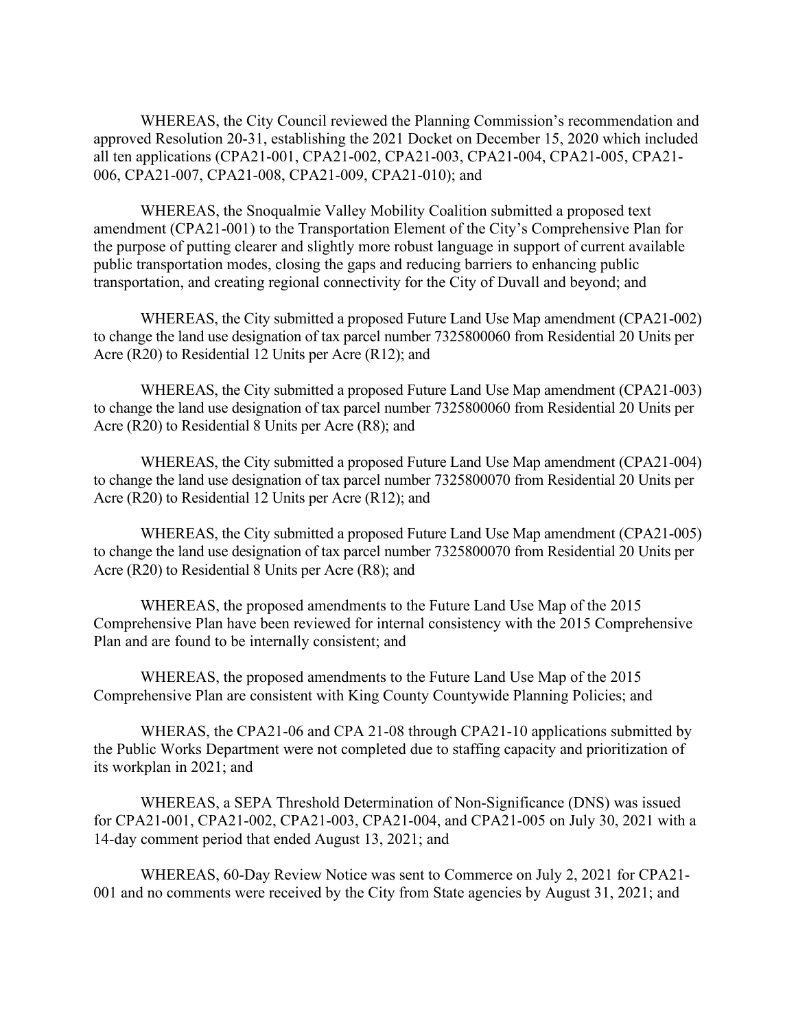WHEREAS, the City Council reviewed the Planning Commission's recommendation and approved Resolution 20-31, establishing the 2021 Docket on December 15, 2020 which included all ten applications (CPA21-001, CPA21-002, CPA21-003, CPA21-004, CPA21-005, CPA21-006, CPA21-007, CPA21-008, CPA21-009, CPA21-010); and

WHEREAS, the Snoqualmie Valley Mobility Coalition submitted a proposed text amendment (CPA21-001) to the Transportation Element of the City's Comprehensive Plan for the purpose of putting clearer and slightly more robust language in support of current available public transportation modes, closing the gaps and reducing barriers to enhancing public transportation, and creating regional connectivity for the City of Duvall and beyond; and

WHEREAS, the City submitted a proposed Future Land Use Map amendment (CPA21-002) to change the land use designation of tax parcel number 7325800060 from Residential 20 Units per Acre (R20) to Residential 12 Units per Acre (R12); and

WHEREAS, the City submitted a proposed Future Land Use Map amendment (CPA21-003) to change the land use designation of tax parcel number 7325800060 from Residential 20 Units per Acre (R20) to Residential 8 Units per Acre (R8); and

WHEREAS, the City submitted a proposed Future Land Use Map amendment (CPA21-004) to change the land use designation of tax parcel number 7325800070 from Residential 20 Units per Acre (R20) to Residential 12 Units per Acre (R12); and

WHEREAS, the City submitted a proposed Future Land Use Map amendment (CPA21-005) to change the land use designation of tax parcel number 7325800070 from Residential 20 Units per Acre (R20) to Residential 8 Units per Acre (R8); and

WHEREAS, the proposed amendments to the Future Land Use Map of the 2015 Comprehensive Plan have been reviewed for internal consistency with the 2015 Comprehensive Plan and are found to be internally consistent; and

WHEREAS, the proposed amendments to the Future Land Use Map of the 2015 Comprehensive Plan are consistent with King County Countywide Planning Policies; and

WHERAS, the CPA21-06 and CPA 21-08 through CPA21-10 applications submitted by the Public Works Department were not completed due to staffing capacity and prioritization of its workplan in 2021; and

WHEREAS, a SEPA Threshold Determination of Non-Significance (DNS) was issued for CPA21-001, CPA21-002, CPA21-003, CPA21-004, and CPA21-005 on July 30, 2021 with a 14-day comment period that ended August 13, 2021; and

WHEREAS, 60-Day Review Notice was sent to Commerce on July 2, 2021 for CPA21-001 and no comments were received by the City from State agencies by August 31, 2021; and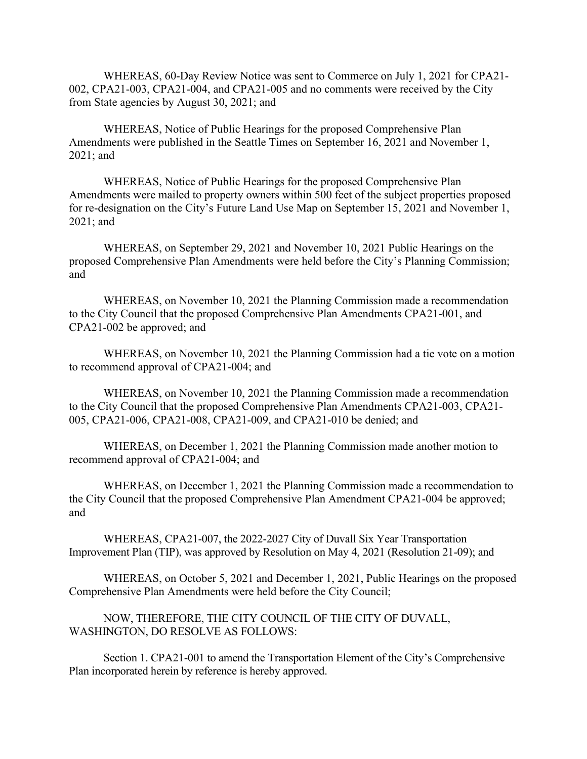WHEREAS, 60-Day Review Notice was sent to Commerce on July 1, 2021 for CPA21-002, CPA21-003, CPA21-004, and CPA21-005 and no comments were received by the City from State agencies by August 30, 2021; and

WHEREAS, Notice of Public Hearings for the proposed Comprehensive Plan Amendments were published in the Seattle Times on September 16, 2021 and November 1, 2021; and

WHEREAS, Notice of Public Hearings for the proposed Comprehensive Plan Amendments were mailed to property owners within 500 feet of the subject properties proposed for re-designation on the City's Future Land Use Map on September 15, 2021 and November 1, 2021; and

WHEREAS, on September 29, 2021 and November 10, 2021 Public Hearings on the proposed Comprehensive Plan Amendments were held before the City's Planning Commission; and

WHEREAS, on November 10, 2021 the Planning Commission made a recommendation to the City Council that the proposed Comprehensive Plan Amendments CPA21-001, and CPA21-002 be approved; and

WHEREAS, on November 10, 2021 the Planning Commission had a tie vote on a motion to recommend approval of CPA21-004; and

WHEREAS, on November 10, 2021 the Planning Commission made a recommendation to the City Council that the proposed Comprehensive Plan Amendments CPA21-003, CPA21-005, CPA21-006, CPA21-008, CPA21-009, and CPA21-010 be denied; and

WHEREAS, on December 1, 2021 the Planning Commission made another motion to recommend approval of CPA21-004; and

WHEREAS, on December 1, 2021 the Planning Commission made a recommendation to the City Council that the proposed Comprehensive Plan Amendment CPA21-004 be approved; and

WHEREAS, CPA21-007, the 2022-2027 City of Duvall Six Year Transportation Improvement Plan (TIP), was approved by Resolution on May 4, 2021 (Resolution 21-09); and

WHEREAS, on October 5, 2021 and December 1, 2021, Public Hearings on the proposed Comprehensive Plan Amendments were held before the City Council;

NOW, THEREFORE, THE CITY COUNCIL OF THE CITY OF DUVALL, WASHINGTON, DO RESOLVE AS FOLLOWS:

Section 1. CPA21-001 to amend the Transportation Element of the City's Comprehensive Plan incorporated herein by reference is hereby approved.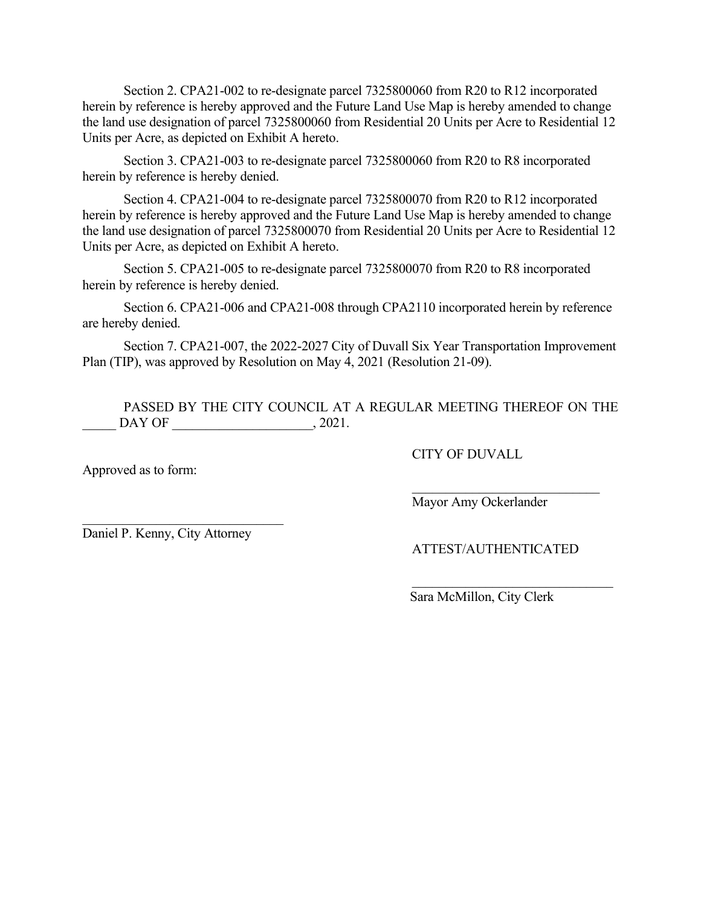Section 2. CPA21-002 to re-designate parcel 7325800060 from R20 to R12 incorporated herein by reference is hereby approved and the Future Land Use Map is hereby amended to change the land use designation of parcel 7325800060 from Residential 20 Units per Acre to Residential 12 Units per Acre, as depicted on Exhibit A hereto.

Section 3. CPA21-003 to re-designate parcel 7325800060 from R20 to R8 incorporated herein by reference is hereby denied.

Section 4. CPA21-004 to re-designate parcel 7325800070 from R20 to R12 incorporated herein by reference is hereby approved and the Future Land Use Map is hereby amended to change the land use designation of parcel 7325800070 from Residential 20 Units per Acre to Residential 12 Units per Acre, as depicted on Exhibit A hereto.

Section 5. CPA21-005 to re-designate parcel 7325800070 from R20 to R8 incorporated herein by reference is hereby denied.

Section 6. CPA21-006 and CPA21-008 through CPA2110 incorporated herein by reference are hereby denied.

Section 7. CPA21-007, the 2022-2027 City of Duvall Six Year Transportation Improvement Plan (TIP), was approved by Resolution on May 4, 2021 (Resolution 21-09).

PASSED BY THE CITY COUNCIL AT A REGULAR MEETING THEREOF ON THE _____ DAY OF ____________________, 2021.

CITY OF DUVALL

____________________________
Mayor Amy Ockerlander

ATTEST/AUTHENTICATED

______________________________
Sara McMillon, City Clerk

Approved as to form:

_____________________________
Daniel P. Kenny, City Attorney